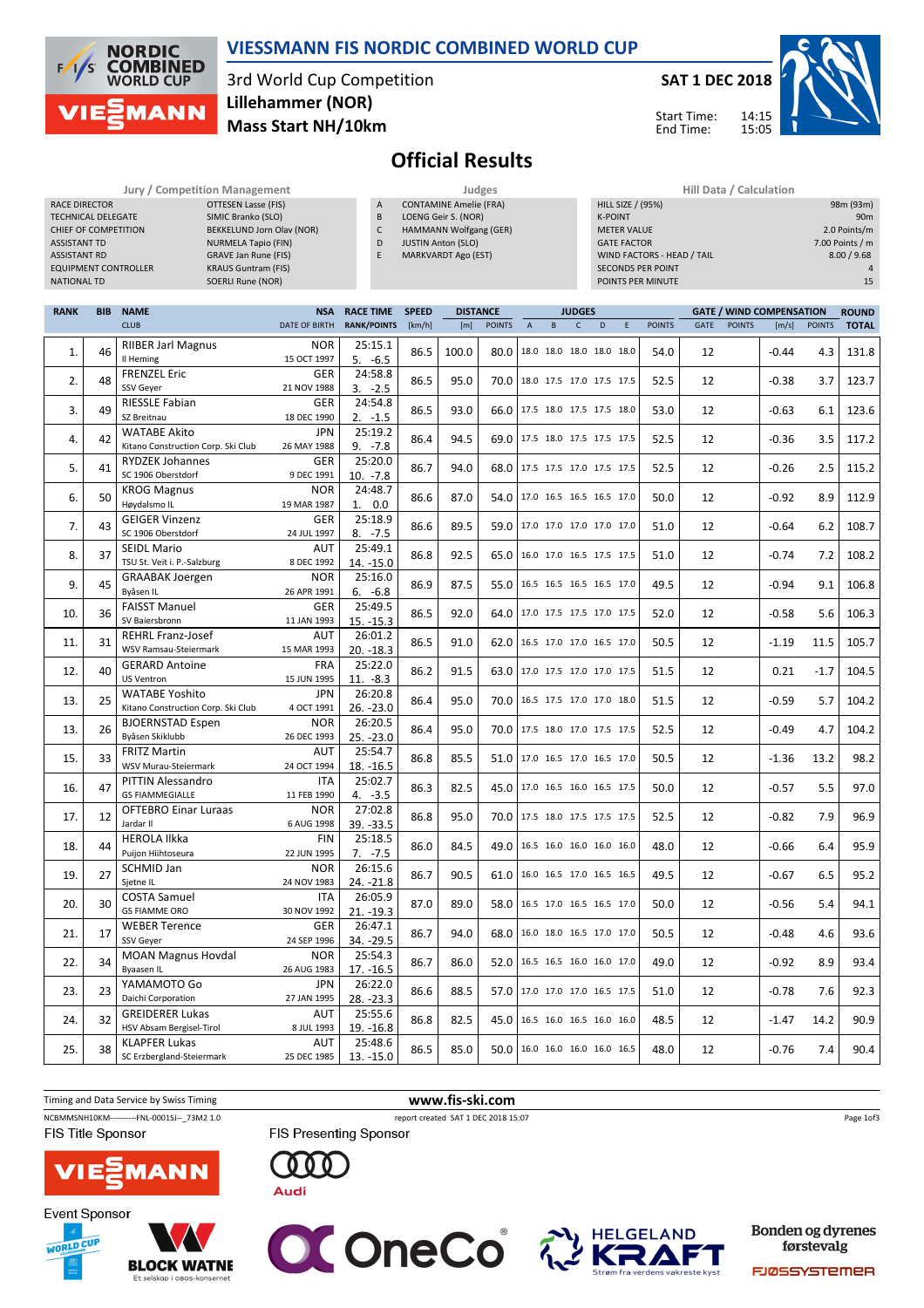# VIESSMANN FIS NORDIC COMBINED WORLD CUP

3rd World Cup Competition
**Lillehammer (NOR)**
**Mass Start NH/10km**

**SAT 1 DEC 2018**

Start Time: 14:15
End Time: 15:05

## Official Results

| Jury / Competition Management | |
|---|---|
| RACE DIRECTOR | OTTESEN Lasse (FIS) |
| TECHNICAL DELEGATE | SIMIC Branko (SLO) |
| CHIEF OF COMPETITION | BEKKELUND Jorn Olav (NOR) |
| ASSISTANT TD | NURMELA Tapio (FIN) |
| ASSISTANT RD | GRAVE Jan Rune (FIS) |
| EQUIPMENT CONTROLLER | KRAUS Guntram (FIS) |
| NATIONAL TD | SOERLI Rune (NOR) |

| Judges | |
|---|---|
| A | CONTAMINE Amelie (FRA) |
| B | LOENG Geir S. (NOR) |
| C | HAMMANN Wolfgang (GER) |
| D | JUSTIN Anton (SLO) |
| E | MARKVARDT Ago (EST) |

| Hill Data / Calculation | |
|---|---|
| HILL SIZE / (95%) | 98m (93m) |
| K-POINT | 90m |
| METER VALUE | 2.0 Points/m |
| GATE FACTOR | 7.00 Points / m |
| WIND FACTORS - HEAD / TAIL | 8.00 / 9.68 |
| SECONDS PER POINT | 4 |
| POINTS PER MINUTE | 15 |

| RANK | BIB | NAME / CLUB | NSA / DATE OF BIRTH | RACE TIME / RANK/POINTS | SPEED [km/h] | DISTANCE [m] | DISTANCE POINTS | A | B | C | D | E | JUDGES POINTS | GATE | GATE POINTS | WIND [m/s] | WIND POINTS | ROUND TOTAL |
|---|---|---|---|---|---|---|---|---|---|---|---|---|---|---|---|---|---|---|
| 1. | 46 | RIIBER Jarl Magnus / Il Heming | NOR / 15 OCT 1997 | 25:15.1 / 5. -6.5 | 86.5 | 100.0 | 80.0 | 18.0 | 18.0 | 18.0 | 18.0 | 18.0 | 54.0 | 12 | | -0.44 | 4.3 | 131.8 |
| 2. | 48 | FRENZEL Eric / SSV Geyer | GER / 21 NOV 1988 | 24:58.8 / 3. -2.5 | 86.5 | 95.0 | 70.0 | 18.0 | 17.5 | 17.0 | 17.5 | 17.5 | 52.5 | 12 | | -0.38 | 3.7 | 123.7 |
| 3. | 49 | RIESSLE Fabian / SZ Breitnau | GER / 18 DEC 1990 | 24:54.8 / 2. -1.5 | 86.5 | 93.0 | 66.0 | 17.5 | 18.0 | 17.5 | 17.5 | 18.0 | 53.0 | 12 | | -0.63 | 6.1 | 123.6 |
| 4. | 42 | WATABE Akito / Kitano Construction Corp. Ski Club | JPN / 26 MAY 1988 | 25:19.2 / 9. -7.8 | 86.4 | 94.5 | 69.0 | 17.5 | 18.0 | 17.5 | 17.5 | 17.5 | 52.5 | 12 | | -0.36 | 3.5 | 117.2 |
| 5. | 41 | RYDZEK Johannes / SC 1906 Oberstdorf | GER / 9 DEC 1991 | 25:20.0 / 10. -7.8 | 86.7 | 94.0 | 68.0 | 17.5 | 17.5 | 17.0 | 17.5 | 17.5 | 52.5 | 12 | | -0.26 | 2.5 | 115.2 |
| 6. | 50 | KROG Magnus / Høydalsmo IL | NOR / 19 MAR 1987 | 24:48.7 / 1. 0.0 | 86.6 | 87.0 | 54.0 | 17.0 | 16.5 | 16.5 | 16.5 | 17.0 | 50.0 | 12 | | -0.92 | 8.9 | 112.9 |
| 7. | 43 | GEIGER Vinzenz / SC 1906 Oberstdorf | GER / 24 JUL 1997 | 25:18.9 / 8. -7.5 | 86.6 | 89.5 | 59.0 | 17.0 | 17.0 | 17.0 | 17.0 | 17.0 | 51.0 | 12 | | -0.64 | 6.2 | 108.7 |
| 8. | 37 | SEIDL Mario / TSU St. Veit i. P.-Salzburg | AUT / 8 DEC 1992 | 25:49.1 / 14. -15.0 | 86.8 | 92.5 | 65.0 | 16.0 | 17.0 | 16.5 | 17.5 | 17.5 | 51.0 | 12 | | -0.74 | 7.2 | 108.2 |
| 9. | 45 | GRAABAK Joergen / Byåsen IL | NOR / 26 APR 1991 | 25:16.0 / 6. -6.8 | 86.9 | 87.5 | 55.0 | 16.5 | 16.5 | 16.5 | 16.5 | 17.0 | 49.5 | 12 | | -0.94 | 9.1 | 106.8 |
| 10. | 36 | FAISST Manuel / SV Baiersbronn | GER / 11 JAN 1993 | 25:49.5 / 15. -15.3 | 86.5 | 92.0 | 64.0 | 17.0 | 17.5 | 17.5 | 17.0 | 17.5 | 52.0 | 12 | | -0.58 | 5.6 | 106.3 |
| 11. | 31 | REHRL Franz-Josef / WSV Ramsau-Steiermark | AUT / 15 MAR 1993 | 26:01.2 / 20. -18.3 | 86.5 | 91.0 | 62.0 | 16.5 | 17.0 | 17.0 | 16.5 | 17.0 | 50.5 | 12 | | -1.19 | 11.5 | 105.7 |
| 12. | 40 | GERARD Antoine / US Ventron | FRA / 15 JUN 1995 | 25:22.0 / 11. -8.3 | 86.2 | 91.5 | 63.0 | 17.0 | 17.5 | 17.0 | 17.0 | 17.5 | 51.5 | 12 | | 0.21 | -1.7 | 104.5 |
| 13. | 25 | WATABE Yoshito / Kitano Construction Corp. Ski Club | JPN / 4 OCT 1991 | 26:20.8 / 26. -23.0 | 86.4 | 95.0 | 70.0 | 16.5 | 17.5 | 17.0 | 17.0 | 18.0 | 51.5 | 12 | | -0.59 | 5.7 | 104.2 |
| 13. | 26 | BJOERNSTAD Espen / Byåsen Skiklubb | NOR / 26 DEC 1993 | 26:20.5 / 25. -23.0 | 86.4 | 95.0 | 70.0 | 17.5 | 18.0 | 17.0 | 17.5 | 17.5 | 52.5 | 12 | | -0.49 | 4.7 | 104.2 |
| 15. | 33 | FRITZ Martin / WSV Murau-Steiermark | AUT / 24 OCT 1994 | 25:54.7 / 18. -16.5 | 86.8 | 85.5 | 51.0 | 17.0 | 16.5 | 17.0 | 16.5 | 17.0 | 50.5 | 12 | | -1.36 | 13.2 | 98.2 |
| 16. | 47 | PITTIN Alessandro / GS FIAMMEGIALLE | ITA / 11 FEB 1990 | 25:02.7 / 4. -3.5 | 86.3 | 82.5 | 45.0 | 17.0 | 16.5 | 16.0 | 16.5 | 17.5 | 50.0 | 12 | | -0.57 | 5.5 | 97.0 |
| 17. | 12 | OFTEBRO Einar Luraas / Jardar Il | NOR / 6 AUG 1998 | 27:02.8 / 39. -33.5 | 86.8 | 95.0 | 70.0 | 17.5 | 18.0 | 17.5 | 17.5 | 17.5 | 52.5 | 12 | | -0.82 | 7.9 | 96.9 |
| 18. | 44 | HEROLA Ilkka / Puijon Hiihtoseura | FIN / 22 JUN 1995 | 25:18.5 / 7. -7.5 | 86.0 | 84.5 | 49.0 | 16.5 | 16.0 | 16.0 | 16.0 | 16.0 | 48.0 | 12 | | -0.66 | 6.4 | 95.9 |
| 19. | 27 | SCHMID Jan / Sjetne IL | NOR / 24 NOV 1983 | 26:15.6 / 24. -21.8 | 86.7 | 90.5 | 61.0 | 16.0 | 16.5 | 17.0 | 16.5 | 16.5 | 49.5 | 12 | | -0.67 | 6.5 | 95.2 |
| 20. | 30 | COSTA Samuel / GS FIAMME ORO | ITA / 30 NOV 1992 | 26:05.9 / 21. -19.3 | 87.0 | 89.0 | 58.0 | 16.5 | 17.0 | 16.5 | 16.5 | 17.0 | 50.0 | 12 | | -0.56 | 5.4 | 94.1 |
| 21. | 17 | WEBER Terence / SSV Geyer | GER / 24 SEP 1996 | 26:47.1 / 34. -29.5 | 86.7 | 94.0 | 68.0 | 16.0 | 18.0 | 16.5 | 17.0 | 17.0 | 50.5 | 12 | | -0.48 | 4.6 | 93.6 |
| 22. | 34 | MOAN Magnus Hovdal / Byaasen IL | NOR / 26 AUG 1983 | 25:54.3 / 17. -16.5 | 86.7 | 86.0 | 52.0 | 16.5 | 16.5 | 16.0 | 16.0 | 17.0 | 49.0 | 12 | | -0.92 | 8.9 | 93.4 |
| 23. | 23 | YAMAMOTO Go / Daichi Corporation | JPN / 27 JAN 1995 | 26:22.0 / 28. -23.3 | 86.6 | 88.5 | 57.0 | 17.0 | 17.0 | 17.0 | 16.5 | 17.5 | 51.0 | 12 | | -0.78 | 7.6 | 92.3 |
| 24. | 32 | GREIDERER Lukas / HSV Absam Bergisel-Tirol | AUT / 8 JUL 1993 | 25:55.6 / 19. -16.8 | 86.8 | 82.5 | 45.0 | 16.5 | 16.0 | 16.5 | 16.0 | 16.0 | 48.5 | 12 | | -1.47 | 14.2 | 90.9 |
| 25. | 38 | KLAPFER Lukas / SC Erzbergland-Steiermark | AUT / 25 DEC 1985 | 25:48.6 / 13. -15.0 | 86.5 | 85.0 | 50.0 | 16.0 | 16.0 | 16.0 | 16.0 | 16.5 | 48.0 | 12 | | -0.76 | 7.4 | 90.4 |

Timing and Data Service by Swiss Timing

www.fis-ski.com

NCBMMSNH10KM----------FNL-0001SJ--_73M2 1.0 report created SAT 1 DEC 2018 15:07

FIS Title Sponsor: VIESSMANN
FIS Presenting Sponsor: Audi
Event Sponsor: World Cup Lillehammer, BLOCK WATNE (Et selskap i OBOS-konsernet), OneCo, HELGELAND KRAFT (Strøm fra verdens vakreste kyst), Bonden og dyrenes førstevalg FJØSSYSTEMER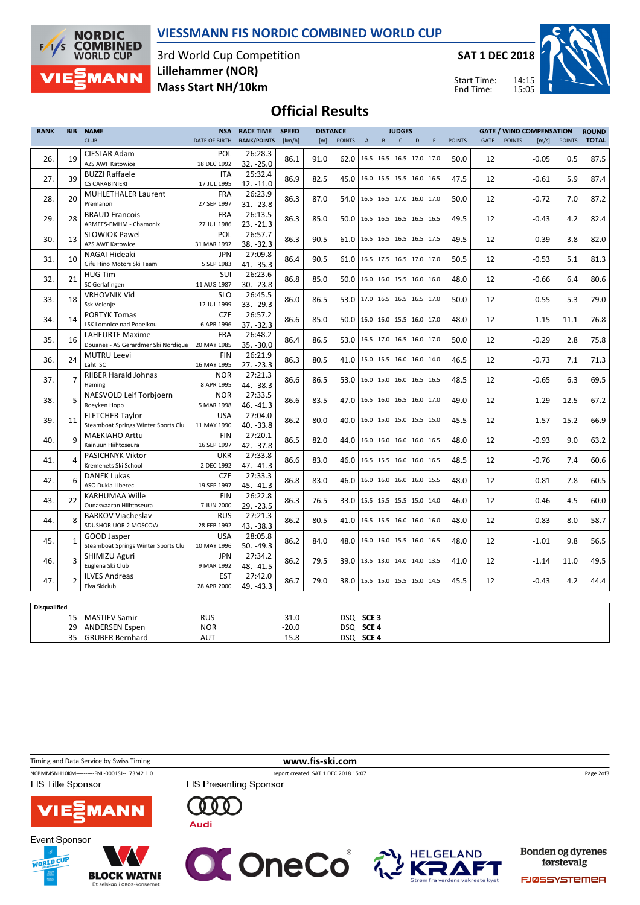# VIESSMANN FIS NORDIC COMBINED WORLD CUP

3rd World Cup Competition
**Lillehammer (NOR)**
**Mass Start NH/10km**

**SAT 1 DEC 2018**

Start Time: 14:15
End Time: 15:05

## Official Results

| RANK | BIB | NAME / CLUB | NSA / DATE OF BIRTH | RACE TIME / RANK/POINTS | SPEED [km/h] | DISTANCE [m] | DISTANCE POINTS | JUDGES A | B | C | D | E | JUDGES POINTS | GATE | GATE POINTS | WIND [m/s] | WIND POINTS | ROUND TOTAL |
|---|---|---|---|---|---|---|---|---|---|---|---|---|---|---|---|---|---|---|
| 26. | 19 | CIESLAR Adam / AZS AWF Katowice | POL / 18 DEC 1992 | 26:28.3 / 32. -25.0 | 86.1 | 91.0 | 62.0 | 16.5 | 16.5 | 16.5 | 17.0 | 17.0 | 50.0 | 12 | | -0.05 | 0.5 | 87.5 |
| 27. | 39 | BUZZI Raffaele / CS CARABINIERI | ITA / 17 JUL 1995 | 25:32.4 / 12. -11.0 | 86.9 | 82.5 | 45.0 | 16.0 | 15.5 | 15.5 | 16.0 | 16.5 | 47.5 | 12 | | -0.61 | 5.9 | 87.4 |
| 28. | 20 | MUHLETHALER Laurent / Premanon | FRA / 27 SEP 1997 | 26:23.9 / 31. -23.8 | 86.3 | 87.0 | 54.0 | 16.5 | 16.5 | 17.0 | 16.0 | 17.0 | 50.0 | 12 | | -0.72 | 7.0 | 87.2 |
| 29. | 28 | BRAUD Francois / ARMEES-EMHM - Chamonix | FRA / 27 JUL 1986 | 26:13.5 / 23. -21.3 | 86.3 | 85.0 | 50.0 | 16.5 | 16.5 | 16.5 | 16.5 | 16.5 | 49.5 | 12 | | -0.43 | 4.2 | 82.4 |
| 30. | 13 | SLOWIOK Pawel / AZS AWF Katowice | POL / 31 MAR 1992 | 26:57.7 / 38. -32.3 | 86.3 | 90.5 | 61.0 | 16.5 | 16.5 | 16.5 | 16.5 | 17.5 | 49.5 | 12 | | -0.39 | 3.8 | 82.0 |
| 31. | 10 | NAGAI Hideaki / Gifu Hino Motors Ski Team | JPN / 5 SEP 1983 | 27:09.8 / 41. -35.3 | 86.4 | 90.5 | 61.0 | 16.5 | 17.5 | 16.5 | 17.0 | 17.0 | 50.5 | 12 | | -0.53 | 5.1 | 81.3 |
| 32. | 21 | HUG Tim / SC Gerlafingen | SUI / 11 AUG 1987 | 26:23.6 / 30. -23.8 | 86.8 | 85.0 | 50.0 | 16.0 | 16.0 | 15.5 | 16.0 | 16.0 | 48.0 | 12 | | -0.66 | 6.4 | 80.6 |
| 33. | 18 | VRHOVNIK Vid / Ssk Velenje | SLO / 12 JUL 1999 | 26:45.5 / 33. -29.3 | 86.0 | 86.5 | 53.0 | 17.0 | 16.5 | 16.5 | 16.5 | 17.0 | 50.0 | 12 | | -0.55 | 5.3 | 79.0 |
| 34. | 14 | PORTYK Tomas / LSK Lomnice nad Popelkou | CZE / 6 APR 1996 | 26:57.2 / 37. -32.3 | 86.6 | 85.0 | 50.0 | 16.0 | 16.0 | 15.5 | 16.0 | 17.0 | 48.0 | 12 | | -1.15 | 11.1 | 76.8 |
| 35. | 16 | LAHEURTE Maxime / Douanes - AS Gerardmer Ski Nordique | FRA / 20 MAY 1985 | 26:48.2 / 35. -30.0 | 86.4 | 86.5 | 53.0 | 16.5 | 17.0 | 16.5 | 16.0 | 17.0 | 50.0 | 12 | | -0.29 | 2.8 | 75.8 |
| 36. | 24 | MUTRU Leevi / Lahti SC | FIN / 16 MAY 1995 | 26:21.9 / 27. -23.3 | 86.3 | 80.5 | 41.0 | 15.0 | 15.5 | 16.0 | 16.0 | 14.0 | 46.5 | 12 | | -0.73 | 7.1 | 71.3 |
| 37. | 7 | RIIBER Harald Johnas / Heming | NOR / 8 APR 1995 | 27:21.3 / 44. -38.3 | 86.6 | 86.5 | 53.0 | 16.0 | 15.0 | 16.0 | 16.5 | 16.5 | 48.5 | 12 | | -0.65 | 6.3 | 69.5 |
| 38. | 5 | NAESVOLD Leif Torbjoern / Roeyken Hopp | NOR / 5 MAR 1998 | 27:33.5 / 46. -41.3 | 86.6 | 83.5 | 47.0 | 16.5 | 16.0 | 16.5 | 16.0 | 17.0 | 49.0 | 12 | | -1.29 | 12.5 | 67.2 |
| 39. | 11 | FLETCHER Taylor / Steamboat Springs Winter Sports Clu | USA / 11 MAY 1990 | 27:04.0 / 40. -33.8 | 86.2 | 80.0 | 40.0 | 16.0 | 15.0 | 15.0 | 15.5 | 15.0 | 45.5 | 12 | | -1.57 | 15.2 | 66.9 |
| 40. | 9 | MAEKIAHO Arttu / Kainuun Hiihtoseura | FIN / 16 SEP 1997 | 27:20.1 / 42. -37.8 | 86.5 | 82.0 | 44.0 | 16.0 | 16.0 | 16.0 | 16.0 | 16.5 | 48.0 | 12 | | -0.93 | 9.0 | 63.2 |
| 41. | 4 | PASICHNYK Viktor / Kremenets Ski School | UKR / 2 DEC 1992 | 27:33.8 / 47. -41.3 | 86.6 | 83.0 | 46.0 | 16.5 | 15.5 | 16.0 | 16.0 | 16.5 | 48.5 | 12 | | -0.76 | 7.4 | 60.6 |
| 42. | 6 | DANEK Lukas / ASO Dukla Liberec | CZE / 19 SEP 1997 | 27:33.3 / 45. -41.3 | 86.8 | 83.0 | 46.0 | 16.0 | 16.0 | 16.0 | 16.0 | 15.5 | 48.0 | 12 | | -0.81 | 7.8 | 60.5 |
| 43. | 22 | KARHUMAA Wille / Ounasvaaran Hiihtoseura | FIN / 7 JUN 2000 | 26:22.8 / 29. -23.5 | 86.3 | 76.5 | 33.0 | 15.5 | 15.5 | 15.5 | 15.0 | 14.0 | 46.0 | 12 | | -0.46 | 4.5 | 60.0 |
| 44. | 8 | BARKOV Viacheslav / SDUSHOR UOR 2 MOSCOW | RUS / 28 FEB 1992 | 27:21.3 / 43. -38.3 | 86.2 | 80.5 | 41.0 | 16.5 | 15.5 | 16.0 | 16.0 | 16.0 | 48.0 | 12 | | -0.83 | 8.0 | 58.7 |
| 45. | 1 | GOOD Jasper / Steamboat Springs Winter Sports Clu | USA / 10 MAY 1996 | 28:05.8 / 50. -49.3 | 86.2 | 84.0 | 48.0 | 16.0 | 16.0 | 15.5 | 16.0 | 16.5 | 48.0 | 12 | | -1.01 | 9.8 | 56.5 |
| 46. | 3 | SHIMIZU Aguri / Euglena Ski Club | JPN / 9 MAR 1992 | 27:34.2 / 48. -41.5 | 86.2 | 79.5 | 39.0 | 13.5 | 13.0 | 14.0 | 14.0 | 13.5 | 41.0 | 12 | | -1.14 | 11.0 | 49.5 |
| 47. | 2 | ILVES Andreas / Elva Skiclub | EST / 28 APR 2000 | 27:42.0 / 49. -43.3 | 86.7 | 79.0 | 38.0 | 15.5 | 15.0 | 15.5 | 15.0 | 14.5 | 45.5 | 12 | | -0.43 | 4.2 | 44.4 |

**Disqualified**

| BIB | NAME | NSA | POINTS | | |
|---|---|---|---|---|---|
| 15 | MASTIEV Samir | RUS | -31.0 | DSQ | **SCE 3** |
| 29 | ANDERSEN Espen | NOR | -20.0 | DSQ | **SCE 4** |
| 35 | GRUBER Bernhard | AUT | -15.8 | DSQ | **SCE 4** |

Timing and Data Service by Swiss Timing

**www.fis-ski.com**

NCBMMSNH10KM---------FNL-0001SJ--_73M2 1.0    report created SAT 1 DEC 2018 15:07

FIS Title Sponsor: VIESSMANN
FIS Presenting Sponsor: Audi
Event Sponsor: BLOCK WATNE, OneCo, HELGELAND KRAFT, Bonden og dyrenes førstevalg FJØSSYSTEMER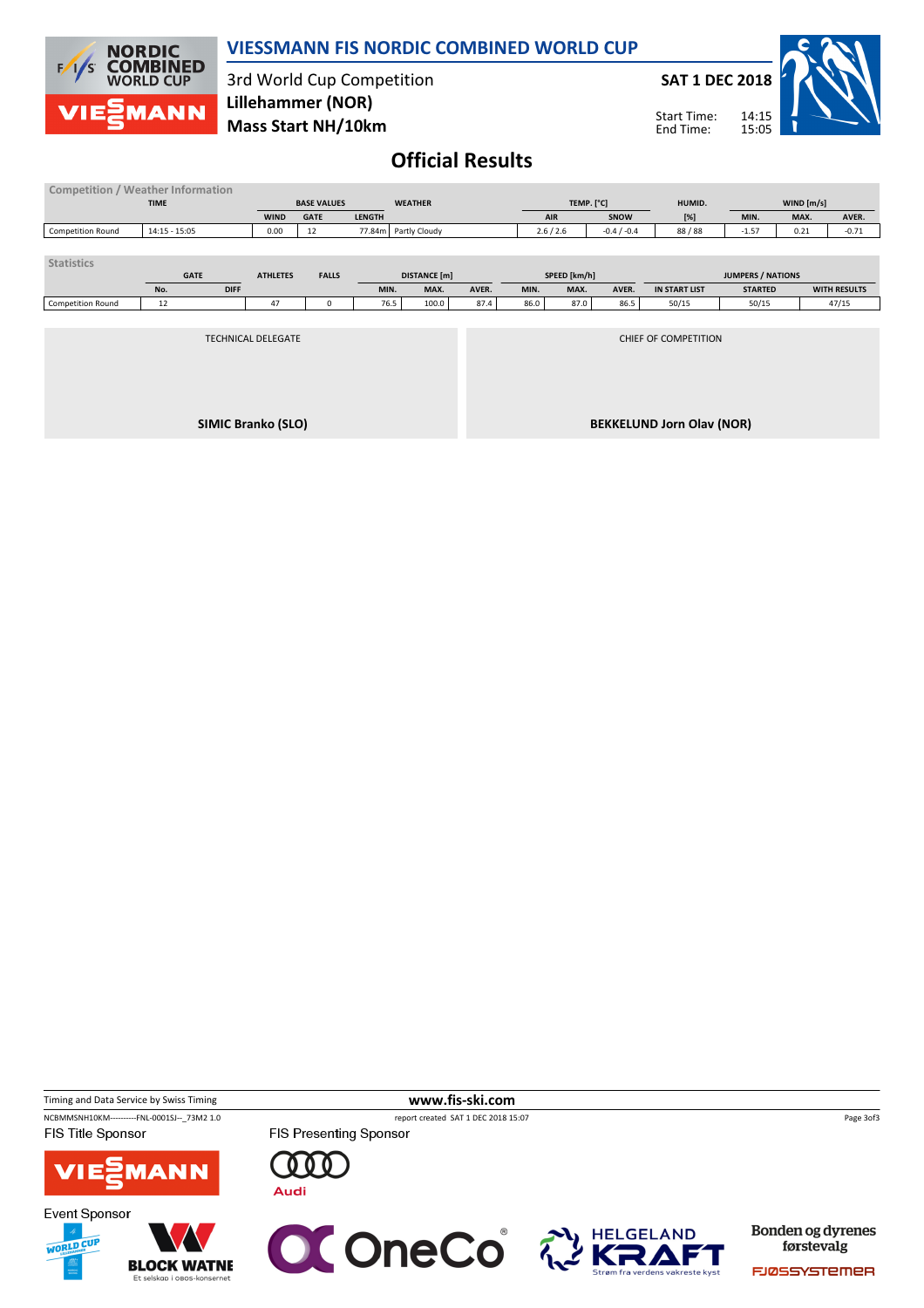# VIESSMANN FIS NORDIC COMBINED WORLD CUP

3rd World Cup Competition
**Lillehammer (NOR)**
**Mass Start NH/10km**

**SAT 1 DEC 2018**

Start Time: 14:15
End Time: 15:05

## Official Results

**Competition / Weather Information**

| | TIME | BASE VALUES | | | WEATHER | TEMP. [°C] | | HUMID. | WIND [m/s] | | |
|---|---|---|---|---|---|---|---|---|---|---|---|
| | | WIND | GATE | LENGTH | | AIR | SNOW | [%] | MIN. | MAX. | AVER. |
| Competition Round | 14:15 - 15:05 | 0.00 | 12 | 77.84m | Partly Cloudy | 2.6 / 2.6 | -0.4 / -0.4 | 88 / 88 | -1.57 | 0.21 | -0.71 |

**Statistics**

| | GATE | | ATHLETES | FALLS | DISTANCE [m] | | | SPEED [km/h] | | | JUMPERS / NATIONS | | |
|---|---|---|---|---|---|---|---|---|---|---|---|---|---|
| | No. | DIFF | | | MIN. | MAX. | AVER. | MIN. | MAX. | AVER. | IN START LIST | STARTED | WITH RESULTS |
| Competition Round | 12 | | 47 | 0 | 76.5 | 100.0 | 87.4 | 86.0 | 87.0 | 86.5 | 50/15 | 50/15 | 47/15 |

| TECHNICAL DELEGATE | CHIEF OF COMPETITION |
|---|---|
| **SIMIC Branko (SLO)** | **BEKKELUND Jorn Olav (NOR)** |

Timing and Data Service by Swiss Timing
www.fis-ski.com
NCBMMSNH10KM----------FNL-0001SJ--_73M2 1.0
report created SAT 1 DEC 2018 15:07

FIS Title Sponsor
FIS Presenting Sponsor
Event Sponsor